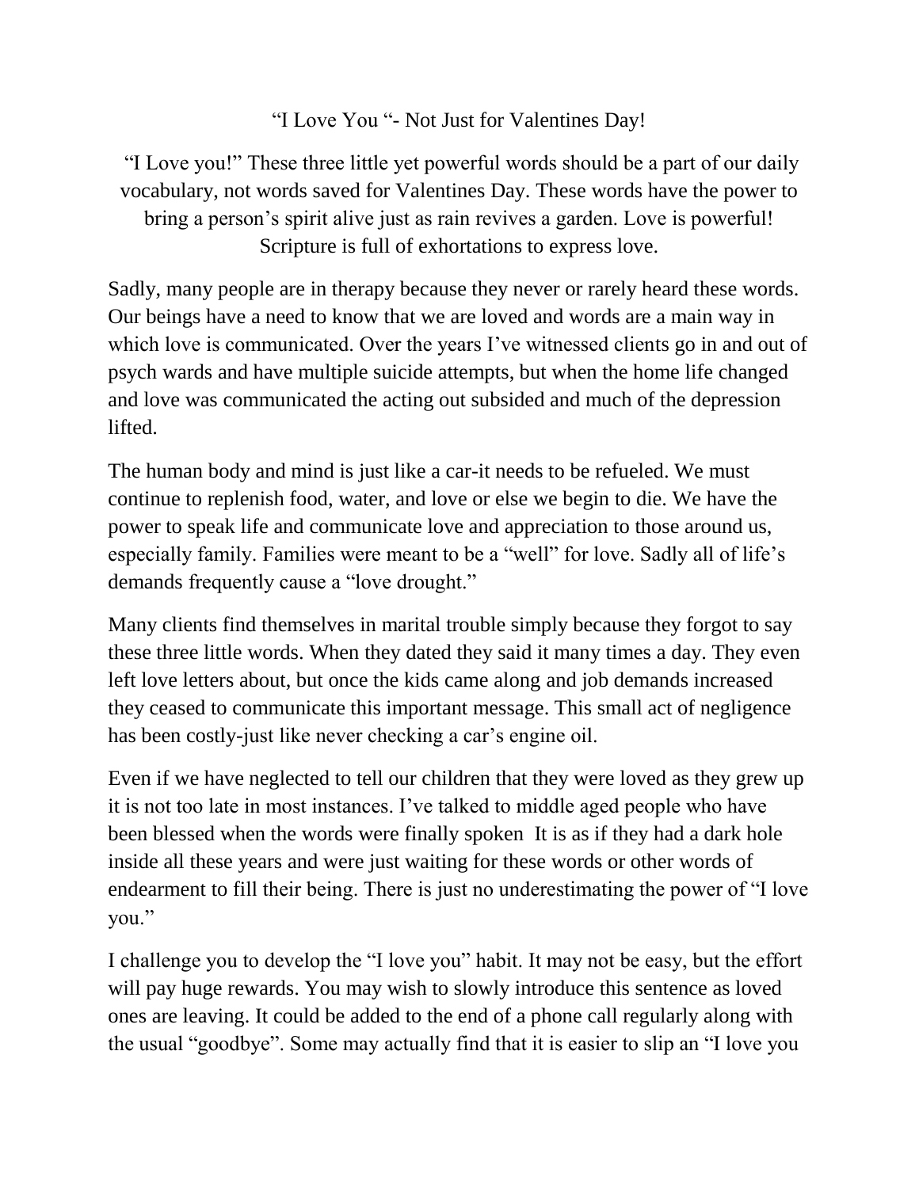# “I Love You “- Not Just for Valentines Day!

“I Love you!” These three little yet powerful words should be a part of our daily vocabulary, not words saved for Valentines Day. These words have the power to bring a person’s spirit alive just as rain revives a garden. Love is powerful! Scripture is full of exhortations to express love.

Sadly, many people are in therapy because they never or rarely heard these words. Our beings have a need to know that we are loved and words are a main way in which love is communicated. Over the years I’ve witnessed clients go in and out of psych wards and have multiple suicide attempts, but when the home life changed and love was communicated the acting out subsided and much of the depression lifted.

The human body and mind is just like a car-it needs to be refueled. We must continue to replenish food, water, and love or else we begin to die. We have the power to speak life and communicate love and appreciation to those around us, especially family. Families were meant to be a “well” for love. Sadly all of life’s demands frequently cause a “love drought.”

Many clients find themselves in marital trouble simply because they forgot to say these three little words. When they dated they said it many times a day. They even left love letters about, but once the kids came along and job demands increased they ceased to communicate this important message. This small act of negligence has been costly-just like never checking a car’s engine oil.

Even if we have neglected to tell our children that they were loved as they grew up it is not too late in most instances. I’ve talked to middle aged people who have been blessed when the words were finally spoken It is as if they had a dark hole inside all these years and were just waiting for these words or other words of endearment to fill their being. There is just no underestimating the power of “I love you.”

I challenge you to develop the “I love you” habit. It may not be easy, but the effort will pay huge rewards. You may wish to slowly introduce this sentence as loved ones are leaving. It could be added to the end of a phone call regularly along with the usual “goodbye”. Some may actually find that it is easier to slip an “I love you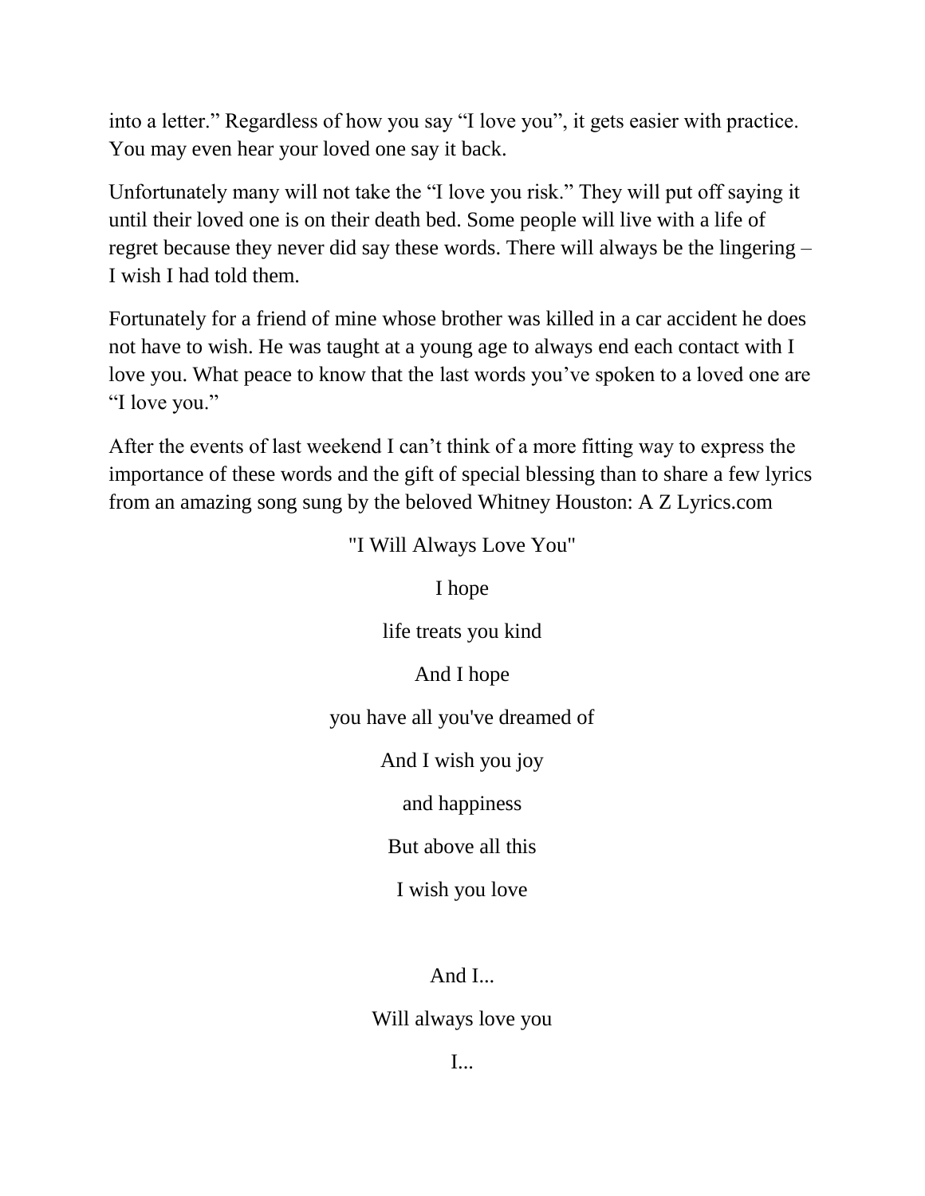into a letter." Regardless of how you say "I love you", it gets easier with practice. You may even hear your loved one say it back.

Unfortunately many will not take the "I love you risk." They will put off saying it until their loved one is on their death bed. Some people will live with a life of regret because they never did say these words. There will always be the lingering – I wish I had told them.

Fortunately for a friend of mine whose brother was killed in a car accident he does not have to wish. He was taught at a young age to always end each contact with I love you. What peace to know that the last words you've spoken to a loved one are "I love you."

After the events of last weekend I can't think of a more fitting way to express the importance of these words and the gift of special blessing than to share a few lyrics from an amazing song sung by the beloved Whitney Houston: A Z Lyrics.com

"I Will Always Love You"

I hope

life treats you kind

And I hope

you have all you've dreamed of

And I wish you joy

and happiness

But above all this

I wish you love

And I...

Will always love you

I...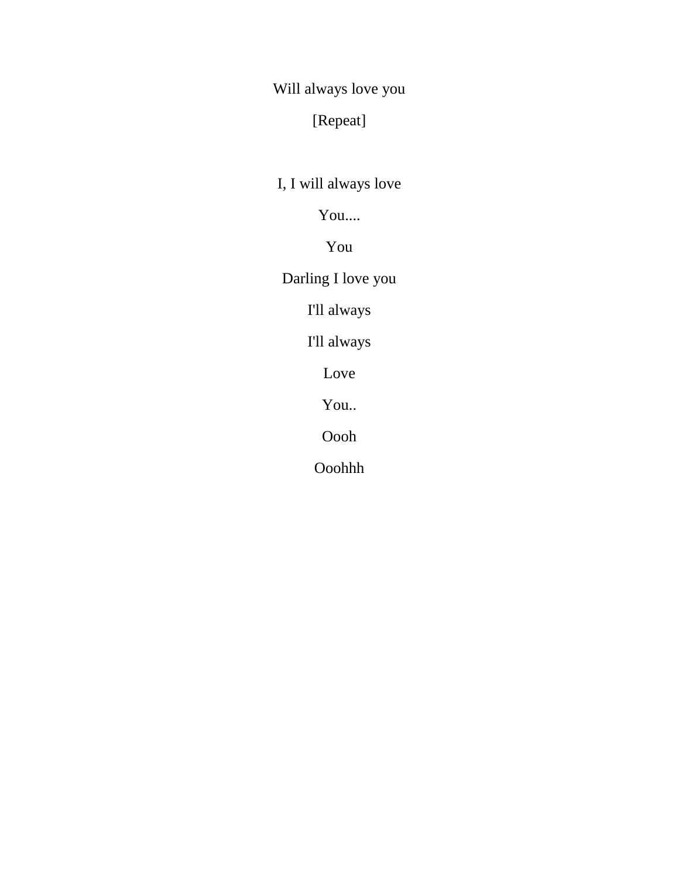Will always love you

[Repeat]

I, I will always love

You....

You

Darling I love you

I'll always

I'll always

Love

You..

Oooh

Ooohhh